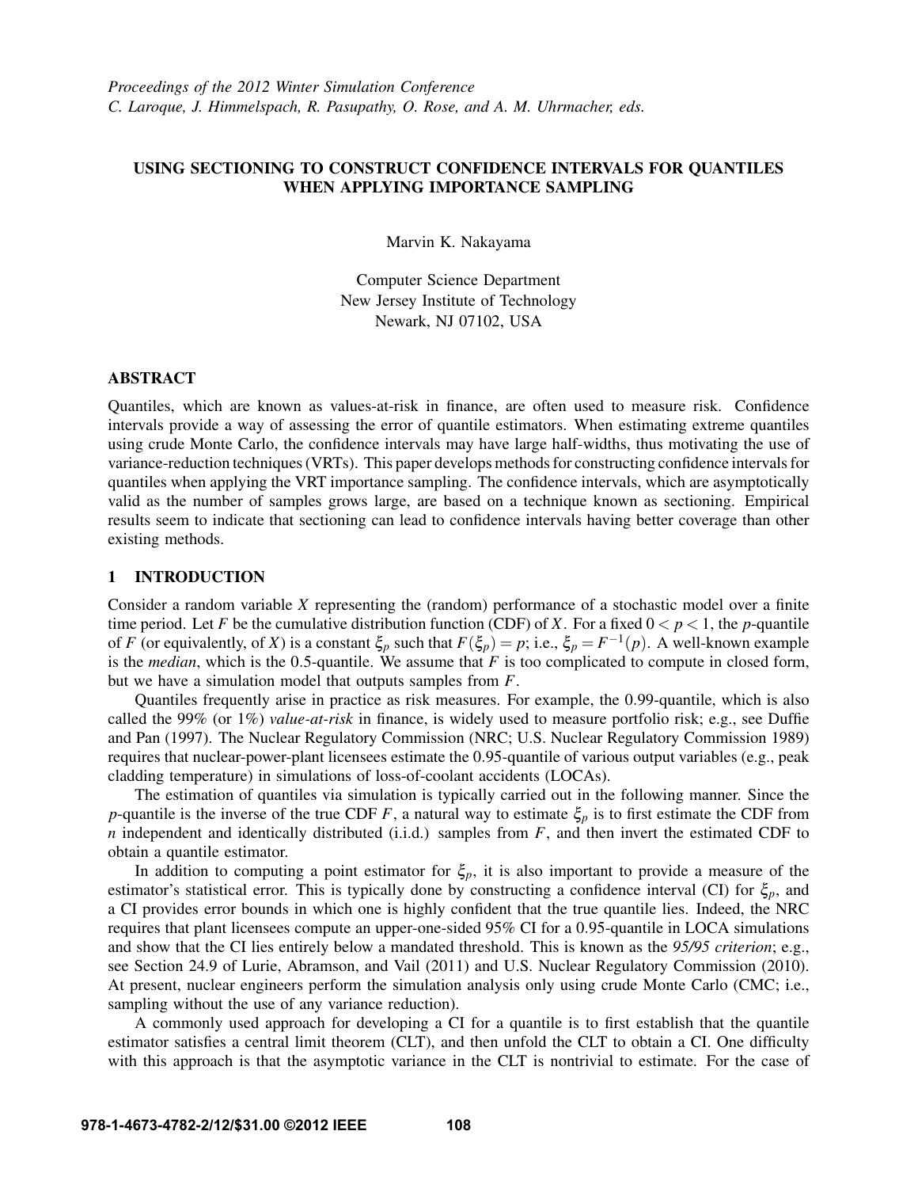*Proceedings of the 2012 Winter Simulation Conference*
*C. Laroque, J. Himmelspach, R. Pasupathy, O. Rose, and A. M. Uhrmacher, eds.*

# USING SECTIONING TO CONSTRUCT CONFIDENCE INTERVALS FOR QUANTILES WHEN APPLYING IMPORTANCE SAMPLING

Marvin K. Nakayama

Computer Science Department
New Jersey Institute of Technology
Newark, NJ 07102, USA

## ABSTRACT

Quantiles, which are known as values-at-risk in finance, are often used to measure risk. Confidence intervals provide a way of assessing the error of quantile estimators. When estimating extreme quantiles using crude Monte Carlo, the confidence intervals may have large half-widths, thus motivating the use of variance-reduction techniques (VRTs). This paper develops methods for constructing confidence intervals for quantiles when applying the VRT importance sampling. The confidence intervals, which are asymptotically valid as the number of samples grows large, are based on a technique known as sectioning. Empirical results seem to indicate that sectioning can lead to confidence intervals having better coverage than other existing methods.

## 1 INTRODUCTION

Consider a random variable $X$ representing the (random) performance of a stochastic model over a finite time period. Let $F$ be the cumulative distribution function (CDF) of $X$. For a fixed $0 < p < 1$, the $p$-quantile of $F$ (or equivalently, of $X$) is a constant $\xi_p$ such that $F(\xi_p) = p$; i.e., $\xi_p = F^{-1}(p)$. A well-known example is the *median*, which is the 0.5-quantile. We assume that $F$ is too complicated to compute in closed form, but we have a simulation model that outputs samples from $F$.

Quantiles frequently arise in practice as risk measures. For example, the 0.99-quantile, which is also called the 99% (or 1%) *value-at-risk* in finance, is widely used to measure portfolio risk; e.g., see Duffie and Pan (1997). The Nuclear Regulatory Commission (NRC; U.S. Nuclear Regulatory Commission 1989) requires that nuclear-power-plant licensees estimate the 0.95-quantile of various output variables (e.g., peak cladding temperature) in simulations of loss-of-coolant accidents (LOCAs).

The estimation of quantiles via simulation is typically carried out in the following manner. Since the $p$-quantile is the inverse of the true CDF $F$, a natural way to estimate $\xi_p$ is to first estimate the CDF from $n$ independent and identically distributed (i.i.d.) samples from $F$, and then invert the estimated CDF to obtain a quantile estimator.

In addition to computing a point estimator for $\xi_p$, it is also important to provide a measure of the estimator's statistical error. This is typically done by constructing a confidence interval (CI) for $\xi_p$, and a CI provides error bounds in which one is highly confident that the true quantile lies. Indeed, the NRC requires that plant licensees compute an upper-one-sided 95% CI for a 0.95-quantile in LOCA simulations and show that the CI lies entirely below a mandated threshold. This is known as the *95/95 criterion*; e.g., see Section 24.9 of Lurie, Abramson, and Vail (2011) and U.S. Nuclear Regulatory Commission (2010). At present, nuclear engineers perform the simulation analysis only using crude Monte Carlo (CMC; i.e., sampling without the use of any variance reduction).

A commonly used approach for developing a CI for a quantile is to first establish that the quantile estimator satisfies a central limit theorem (CLT), and then unfold the CLT to obtain a CI. One difficulty with this approach is that the asymptotic variance in the CLT is nontrivial to estimate. For the case of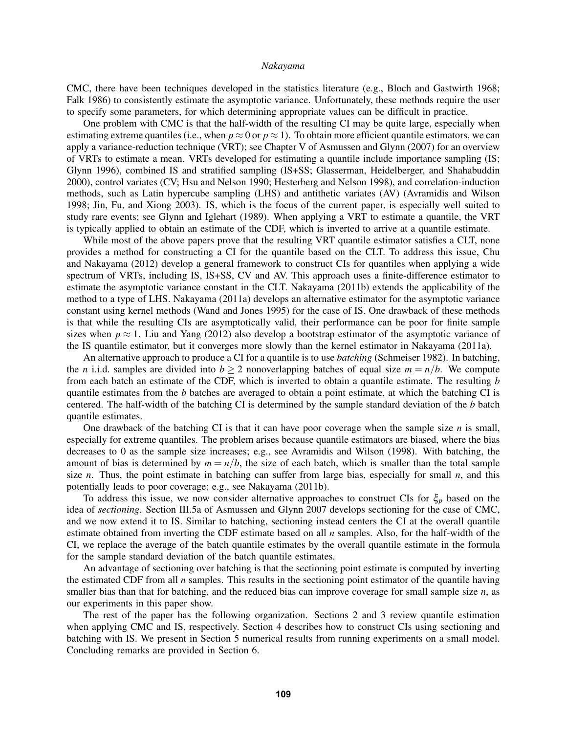CMC, there have been techniques developed in the statistics literature (e.g., Bloch and Gastwirth 1968; Falk 1986) to consistently estimate the asymptotic variance. Unfortunately, these methods require the user to specify some parameters, for which determining appropriate values can be difficult in practice.

One problem with CMC is that the half-width of the resulting CI may be quite large, especially when estimating extreme quantiles (i.e., when $p \approx 0$ or $p \approx 1$). To obtain more efficient quantile estimators, we can apply a variance-reduction technique (VRT); see Chapter V of Asmussen and Glynn (2007) for an overview of VRTs to estimate a mean. VRTs developed for estimating a quantile include importance sampling (IS; Glynn 1996), combined IS and stratified sampling (IS+SS; Glasserman, Heidelberger, and Shahabuddin 2000), control variates (CV; Hsu and Nelson 1990; Hesterberg and Nelson 1998), and correlation-induction methods, such as Latin hypercube sampling (LHS) and antithetic variates (AV) (Avramidis and Wilson 1998; Jin, Fu, and Xiong 2003). IS, which is the focus of the current paper, is especially well suited to study rare events; see Glynn and Iglehart (1989). When applying a VRT to estimate a quantile, the VRT is typically applied to obtain an estimate of the CDF, which is inverted to arrive at a quantile estimate.

While most of the above papers prove that the resulting VRT quantile estimator satisfies a CLT, none provides a method for constructing a CI for the quantile based on the CLT. To address this issue, Chu and Nakayama (2012) develop a general framework to construct CIs for quantiles when applying a wide spectrum of VRTs, including IS, IS+SS, CV and AV. This approach uses a finite-difference estimator to estimate the asymptotic variance constant in the CLT. Nakayama (2011b) extends the applicability of the method to a type of LHS. Nakayama (2011a) develops an alternative estimator for the asymptotic variance constant using kernel methods (Wand and Jones 1995) for the case of IS. One drawback of these methods is that while the resulting CIs are asymptotically valid, their performance can be poor for finite sample sizes when $p \approx 1$. Liu and Yang (2012) also develop a bootstrap estimator of the asymptotic variance of the IS quantile estimator, but it converges more slowly than the kernel estimator in Nakayama (2011a).

An alternative approach to produce a CI for a quantile is to use *batching* (Schmeiser 1982). In batching, the $n$ i.i.d. samples are divided into $b \geq 2$ nonoverlapping batches of equal size $m = n/b$. We compute from each batch an estimate of the CDF, which is inverted to obtain a quantile estimate. The resulting $b$ quantile estimates from the $b$ batches are averaged to obtain a point estimate, at which the batching CI is centered. The half-width of the batching CI is determined by the sample standard deviation of the $b$ batch quantile estimates.

One drawback of the batching CI is that it can have poor coverage when the sample size $n$ is small, especially for extreme quantiles. The problem arises because quantile estimators are biased, where the bias decreases to 0 as the sample size increases; e.g., see Avramidis and Wilson (1998). With batching, the amount of bias is determined by $m = n/b$, the size of each batch, which is smaller than the total sample size $n$. Thus, the point estimate in batching can suffer from large bias, especially for small $n$, and this potentially leads to poor coverage; e.g., see Nakayama (2011b).

To address this issue, we now consider alternative approaches to construct CIs for $\xi_p$ based on the idea of *sectioning*. Section III.5a of Asmussen and Glynn 2007 develops sectioning for the case of CMC, and we now extend it to IS. Similar to batching, sectioning instead centers the CI at the overall quantile estimate obtained from inverting the CDF estimate based on all $n$ samples. Also, for the half-width of the CI, we replace the average of the batch quantile estimates by the overall quantile estimate in the formula for the sample standard deviation of the batch quantile estimates.

An advantage of sectioning over batching is that the sectioning point estimate is computed by inverting the estimated CDF from all $n$ samples. This results in the sectioning point estimator of the quantile having smaller bias than that for batching, and the reduced bias can improve coverage for small sample size $n$, as our experiments in this paper show.

The rest of the paper has the following organization. Sections 2 and 3 review quantile estimation when applying CMC and IS, respectively. Section 4 describes how to construct CIs using sectioning and batching with IS. We present in Section 5 numerical results from running experiments on a small model. Concluding remarks are provided in Section 6.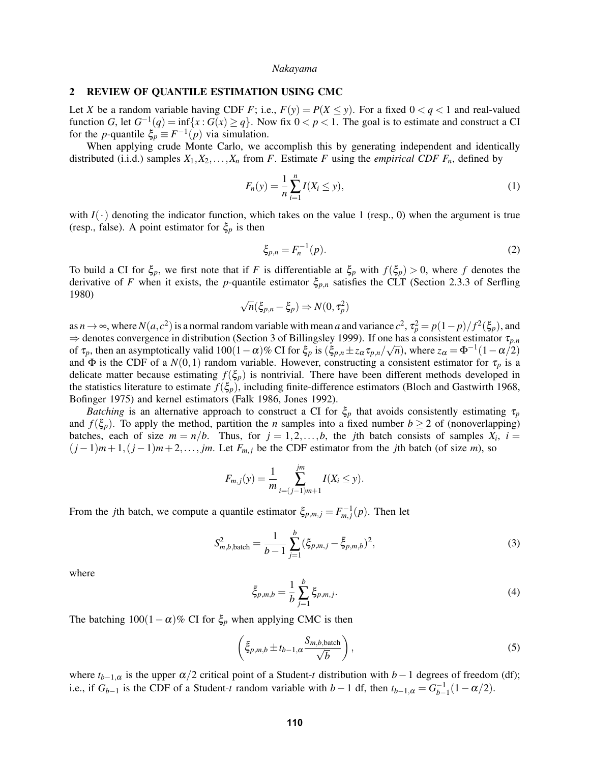## 2 REVIEW OF QUANTILE ESTIMATION USING CMC

Let $X$ be a random variable having CDF $F$; i.e., $F(y) = P(X \leq y)$. For a fixed $0 < q < 1$ and real-valued function $G$, let $G^{-1}(q) = \inf\{x : G(x) \geq q\}$. Now fix $0 < p < 1$. The goal is to estimate and construct a CI for the $p$-quantile $\xi_p \equiv F^{-1}(p)$ via simulation.

When applying crude Monte Carlo, we accomplish this by generating independent and identically distributed (i.i.d.) samples $X_1, X_2, \ldots, X_n$ from $F$. Estimate $F$ using the *empirical CDF* $F_n$, defined by

$$F_n(y) = \frac{1}{n} \sum_{i=1}^{n} I(X_i \leq y), \tag{1}$$

with $I(\cdot)$ denoting the indicator function, which takes on the value 1 (resp., 0) when the argument is true (resp., false). A point estimator for $\xi_p$ is then

$$\xi_{p,n} = F_n^{-1}(p). \tag{2}$$

To build a CI for $\xi_p$, we first note that if $F$ is differentiable at $\xi_p$ with $f(\xi_p) > 0$, where $f$ denotes the derivative of $F$ when it exists, the $p$-quantile estimator $\xi_{p,n}$ satisfies the CLT (Section 2.3.3 of Serfling 1980)

$$\sqrt{n}(\xi_{p,n} - \xi_p) \Rightarrow N(0, \tau_p^2)$$

as $n \to \infty$, where $N(a, c^2)$ is a normal random variable with mean $a$ and variance $c^2$, $\tau_p^2 = p(1-p)/f^2(\xi_p)$, and $\Rightarrow$ denotes convergence in distribution (Section 3 of Billingsley 1999). If one has a consistent estimator $\tau_{p,n}$ of $\tau_p$, then an asymptotically valid $100(1-\alpha)\%$ CI for $\xi_p$ is $(\xi_{p,n} \pm z_\alpha \tau_{p,n}/\sqrt{n})$, where $z_\alpha = \Phi^{-1}(1-\alpha/2)$ and $\Phi$ is the CDF of a $N(0,1)$ random variable. However, constructing a consistent estimator for $\tau_p$ is a delicate matter because estimating $f(\xi_p)$ is nontrivial. There have been different methods developed in the statistics literature to estimate $f(\xi_p)$, including finite-difference estimators (Bloch and Gastwirth 1968, Bofinger 1975) and kernel estimators (Falk 1986, Jones 1992).

*Batching* is an alternative approach to construct a CI for $\xi_p$ that avoids consistently estimating $\tau_p$ and $f(\xi_p)$. To apply the method, partition the $n$ samples into a fixed number $b \geq 2$ of (nonoverlapping) batches, each of size $m = n/b$. Thus, for $j = 1, 2, \ldots, b$, the $j$th batch consists of samples $X_i$, $i = (j-1)m+1, (j-1)m+2, \ldots, jm$. Let $F_{m,j}$ be the CDF estimator from the $j$th batch (of size $m$), so

$$F_{m,j}(y) = \frac{1}{m} \sum_{i=(j-1)m+1}^{jm} I(X_i \leq y).$$

From the $j$th batch, we compute a quantile estimator $\xi_{p,m,j} = F_{m,j}^{-1}(p)$. Then let

$$S_{m,b,\text{batch}}^2 = \frac{1}{b-1} \sum_{j=1}^{b} (\xi_{p,m,j} - \bar{\xi}_{p,m,b})^2, \tag{3}$$

where

$$\bar{\xi}_{p,m,b} = \frac{1}{b} \sum_{j=1}^{b} \xi_{p,m,j}. \tag{4}$$

The batching $100(1-\alpha)\%$ CI for $\xi_p$ when applying CMC is then

$$\left( \bar{\xi}_{p,m,b} \pm t_{b-1,\alpha} \frac{S_{m,b,\text{batch}}}{\sqrt{b}} \right), \tag{5}$$

where $t_{b-1,\alpha}$ is the upper $\alpha/2$ critical point of a Student-$t$ distribution with $b-1$ degrees of freedom (df); i.e., if $G_{b-1}$ is the CDF of a Student-$t$ random variable with $b-1$ df, then $t_{b-1,\alpha} = G_{b-1}^{-1}(1-\alpha/2)$.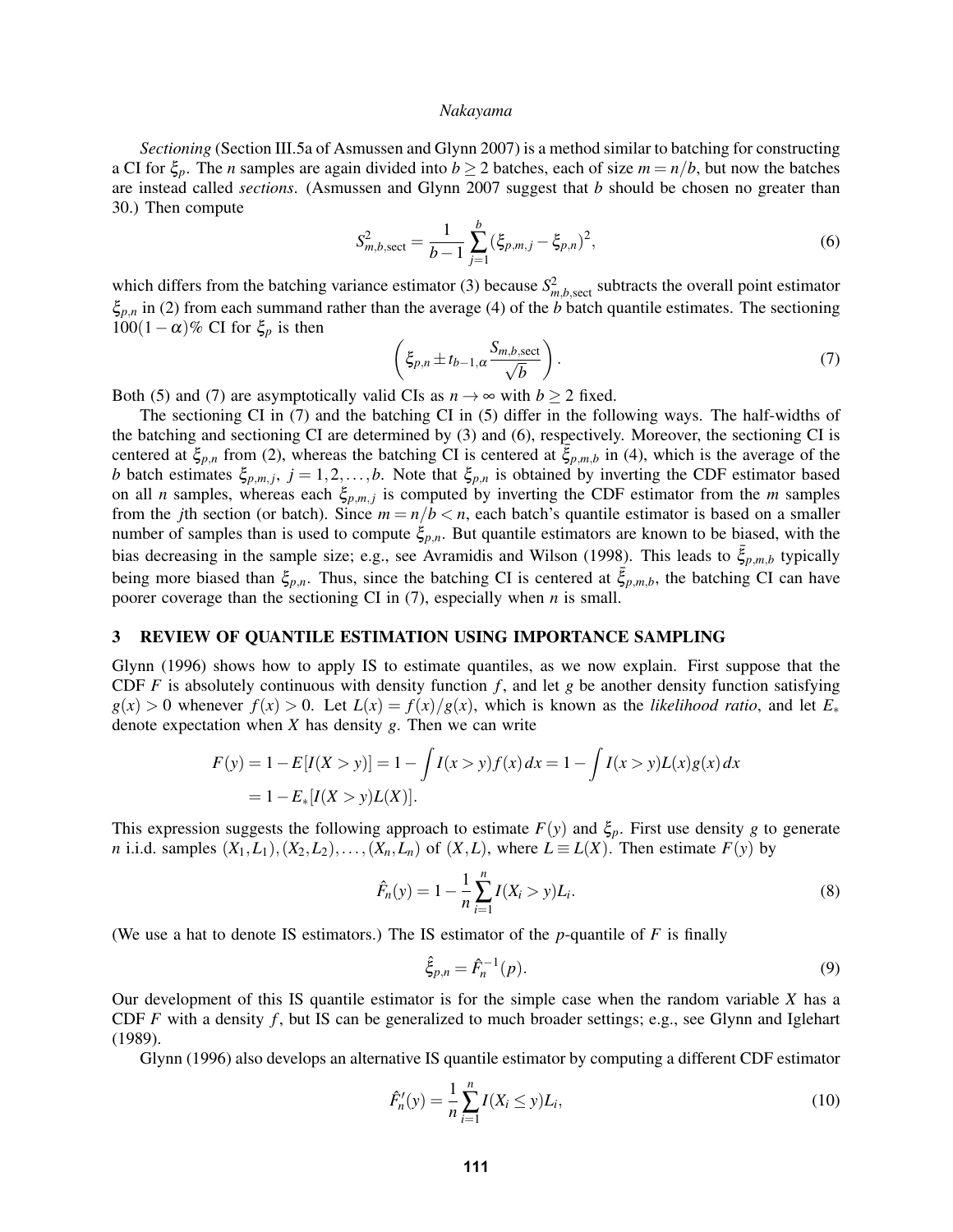*Sectioning* (Section III.5a of Asmussen and Glynn 2007) is a method similar to batching for constructing a CI for $\xi_p$. The $n$ samples are again divided into $b \geq 2$ batches, each of size $m = n/b$, but now the batches are instead called *sections*. (Asmussen and Glynn 2007 suggest that $b$ should be chosen no greater than 30.) Then compute

$$S^2_{m,b,\text{sect}} = \frac{1}{b-1} \sum_{j=1}^{b} (\xi_{p,m,j} - \xi_{p,n})^2, \tag{6}$$

which differs from the batching variance estimator (3) because $S^2_{m,b,\text{sect}}$ subtracts the overall point estimator $\xi_{p,n}$ in (2) from each summand rather than the average (4) of the $b$ batch quantile estimates. The sectioning $100(1-\alpha)\%$ CI for $\xi_p$ is then

$$\left( \xi_{p,n} \pm t_{b-1,\alpha} \frac{S_{m,b,\text{sect}}}{\sqrt{b}} \right). \tag{7}$$

Both (5) and (7) are asymptotically valid CIs as $n \to \infty$ with $b \geq 2$ fixed.

The sectioning CI in (7) and the batching CI in (5) differ in the following ways. The half-widths of the batching and sectioning CI are determined by (3) and (6), respectively. Moreover, the sectioning CI is centered at $\xi_{p,n}$ from (2), whereas the batching CI is centered at $\bar{\xi}_{p,m,b}$ in (4), which is the average of the $b$ batch estimates $\xi_{p,m,j}$, $j = 1, 2, \ldots, b$. Note that $\xi_{p,n}$ is obtained by inverting the CDF estimator based on all $n$ samples, whereas each $\xi_{p,m,j}$ is computed by inverting the CDF estimator from the $m$ samples from the $j$th section (or batch). Since $m = n/b < n$, each batch's quantile estimator is based on a smaller number of samples than is used to compute $\xi_{p,n}$. But quantile estimators are known to be biased, with the bias decreasing in the sample size; e.g., see Avramidis and Wilson (1998). This leads to $\bar{\xi}_{p,m,b}$ typically being more biased than $\xi_{p,n}$. Thus, since the batching CI is centered at $\bar{\xi}_{p,m,b}$, the batching CI can have poorer coverage than the sectioning CI in (7), especially when $n$ is small.

## 3 REVIEW OF QUANTILE ESTIMATION USING IMPORTANCE SAMPLING

Glynn (1996) shows how to apply IS to estimate quantiles, as we now explain. First suppose that the CDF $F$ is absolutely continuous with density function $f$, and let $g$ be another density function satisfying $g(x) > 0$ whenever $f(x) > 0$. Let $L(x) = f(x)/g(x)$, which is known as the *likelihood ratio*, and let $E_*$ denote expectation when $X$ has density $g$. Then we can write

$$\begin{aligned} F(y) &= 1 - E[I(X > y)] = 1 - \int I(x > y) f(x)\, dx = 1 - \int I(x > y) L(x) g(x)\, dx \\ &= 1 - E_*[I(X > y) L(X)]. \end{aligned}$$

This expression suggests the following approach to estimate $F(y)$ and $\xi_p$. First use density $g$ to generate $n$ i.i.d. samples $(X_1, L_1), (X_2, L_2), \ldots, (X_n, L_n)$ of $(X, L)$, where $L \equiv L(X)$. Then estimate $F(y)$ by

$$\hat{F}_n(y) = 1 - \frac{1}{n} \sum_{i=1}^{n} I(X_i > y) L_i. \tag{8}$$

(We use a hat to denote IS estimators.) The IS estimator of the $p$-quantile of $F$ is finally

$$\hat{\xi}_{p,n} = \hat{F}_n^{-1}(p). \tag{9}$$

Our development of this IS quantile estimator is for the simple case when the random variable $X$ has a CDF $F$ with a density $f$, but IS can be generalized to much broader settings; e.g., see Glynn and Iglehart (1989).

Glynn (1996) also develops an alternative IS quantile estimator by computing a different CDF estimator

$$\hat{F}'_n(y) = \frac{1}{n} \sum_{i=1}^{n} I(X_i \leq y) L_i, \tag{10}$$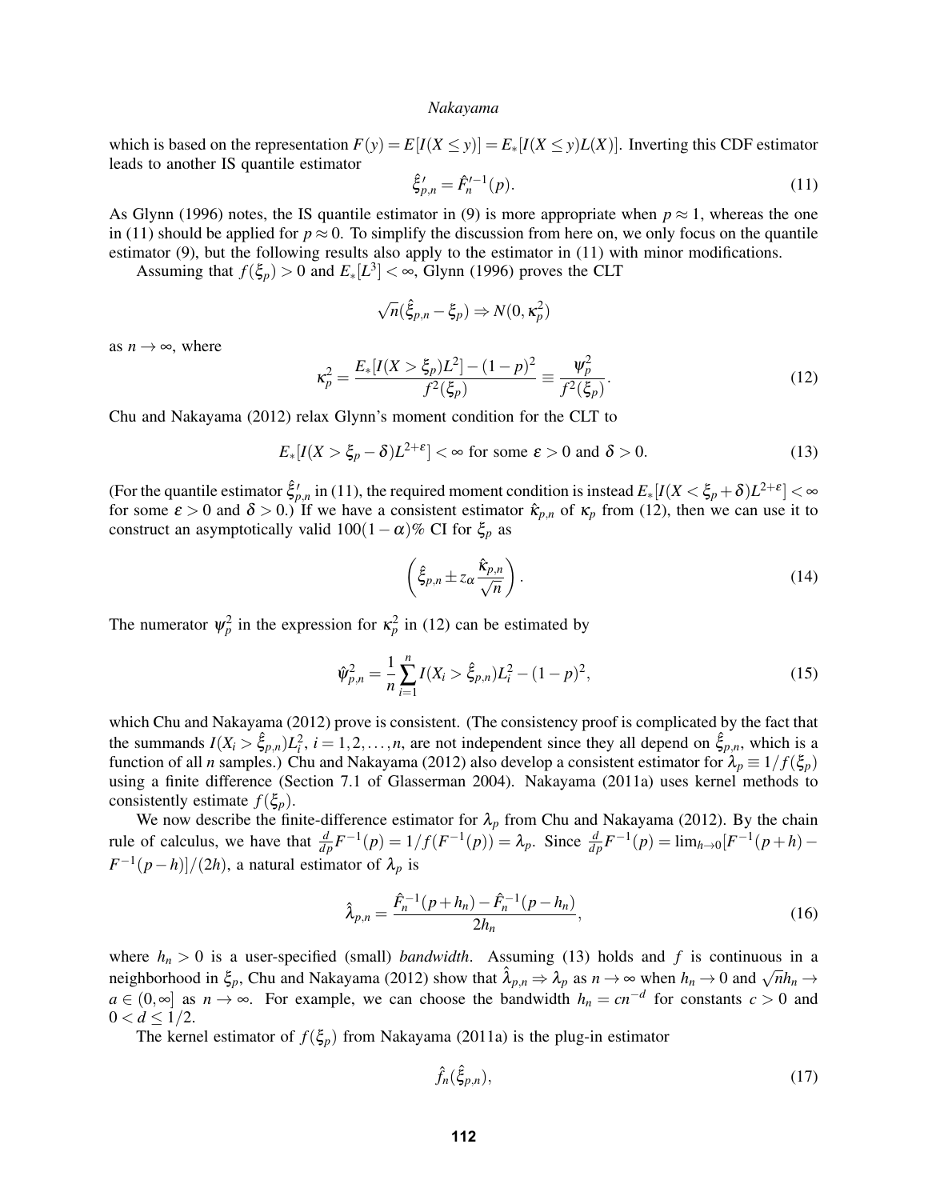which is based on the representation $F(y) = E[I(X \leq y)] = E_*[I(X \leq y)L(X)]$. Inverting this CDF estimator leads to another IS quantile estimator

$$\hat{\xi}'_{p,n} = \hat{F}'^{-1}_n(p). \tag{11}$$

As Glynn (1996) notes, the IS quantile estimator in (9) is more appropriate when $p \approx 1$, whereas the one in (11) should be applied for $p \approx 0$. To simplify the discussion from here on, we only focus on the quantile estimator (9), but the following results also apply to the estimator in (11) with minor modifications.

Assuming that $f(\xi_p) > 0$ and $E_*[L^3] < \infty$, Glynn (1996) proves the CLT

$$\sqrt{n}(\hat{\xi}_{p,n} - \xi_p) \Rightarrow N(0, \kappa_p^2)$$

as $n \to \infty$, where

$$\kappa_p^2 = \frac{E_*[I(X > \xi_p)L^2] - (1-p)^2}{f^2(\xi_p)} \equiv \frac{\psi_p^2}{f^2(\xi_p)}. \tag{12}$$

Chu and Nakayama (2012) relax Glynn's moment condition for the CLT to

$$E_*[I(X > \xi_p - \delta)L^{2+\varepsilon}] < \infty \text{ for some } \varepsilon > 0 \text{ and } \delta > 0. \tag{13}$$

(For the quantile estimator $\hat{\xi}'_{p,n}$ in (11), the required moment condition is instead $E_*[I(X < \xi_p + \delta)L^{2+\varepsilon}] < \infty$ for some $\varepsilon > 0$ and $\delta > 0$.) If we have a consistent estimator $\hat{\kappa}_{p,n}$ of $\kappa_p$ from (12), then we can use it to construct an asymptotically valid $100(1-\alpha)\%$ CI for $\xi_p$ as

$$\left(\hat{\xi}_{p,n} \pm z_\alpha \frac{\hat{\kappa}_{p,n}}{\sqrt{n}}\right). \tag{14}$$

The numerator $\psi_p^2$ in the expression for $\kappa_p^2$ in (12) can be estimated by

$$\hat{\psi}_{p,n}^2 = \frac{1}{n}\sum_{i=1}^{n} I(X_i > \hat{\xi}_{p,n})L_i^2 - (1-p)^2, \tag{15}$$

which Chu and Nakayama (2012) prove is consistent. (The consistency proof is complicated by the fact that the summands $I(X_i > \hat{\xi}_{p,n})L_i^2$, $i = 1, 2, \ldots, n$, are not independent since they all depend on $\hat{\xi}_{p,n}$, which is a function of all $n$ samples.) Chu and Nakayama (2012) also develop a consistent estimator for $\lambda_p \equiv 1/f(\xi_p)$ using a finite difference (Section 7.1 of Glasserman 2004). Nakayama (2011a) uses kernel methods to consistently estimate $f(\xi_p)$.

We now describe the finite-difference estimator for $\lambda_p$ from Chu and Nakayama (2012). By the chain rule of calculus, we have that $\frac{d}{dp}F^{-1}(p) = 1/f(F^{-1}(p)) = \lambda_p$. Since $\frac{d}{dp}F^{-1}(p) = \lim_{h \to 0}[F^{-1}(p+h) - F^{-1}(p-h)]/(2h)$, a natural estimator of $\lambda_p$ is

$$\hat{\lambda}_{p,n} = \frac{\hat{F}_n^{-1}(p+h_n) - \hat{F}_n^{-1}(p-h_n)}{2h_n}, \tag{16}$$

where $h_n > 0$ is a user-specified (small) *bandwidth*. Assuming (13) holds and $f$ is continuous in a neighborhood in $\xi_p$, Chu and Nakayama (2012) show that $\hat{\lambda}_{p,n} \Rightarrow \lambda_p$ as $n \to \infty$ when $h_n \to 0$ and $\sqrt{n}h_n \to a \in (0, \infty]$ as $n \to \infty$. For example, we can choose the bandwidth $h_n = cn^{-d}$ for constants $c > 0$ and $0 < d \leq 1/2$.

The kernel estimator of $f(\xi_p)$ from Nakayama (2011a) is the plug-in estimator

$$\hat{f}_n(\hat{\xi}_{p,n}), \tag{17}$$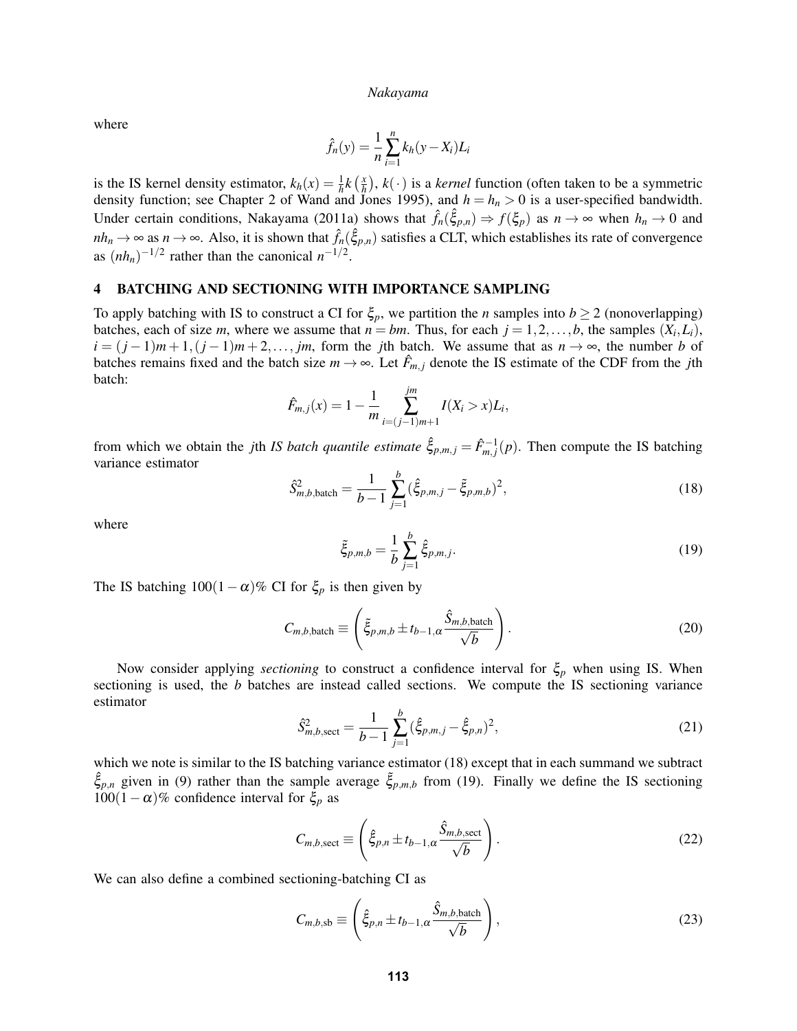where

$$\hat{f}_n(y) = \frac{1}{n}\sum_{i=1}^{n} k_h(y - X_i)L_i$$

is the IS kernel density estimator, $k_h(x) = \frac{1}{h}k\left(\frac{x}{h}\right)$, $k(\cdot)$ is a *kernel* function (often taken to be a symmetric density function; see Chapter 2 of Wand and Jones 1995), and $h = h_n > 0$ is a user-specified bandwidth. Under certain conditions, Nakayama (2011a) shows that $\hat{f}_n(\hat{\xi}_{p,n}) \Rightarrow f(\xi_p)$ as $n \to \infty$ when $h_n \to 0$ and $nh_n \to \infty$ as $n \to \infty$. Also, it is shown that $\hat{f}_n(\hat{\xi}_{p,n})$ satisfies a CLT, which establishes its rate of convergence as $(nh_n)^{-1/2}$ rather than the canonical $n^{-1/2}$.

## 4 BATCHING AND SECTIONING WITH IMPORTANCE SAMPLING

To apply batching with IS to construct a CI for $\xi_p$, we partition the $n$ samples into $b \geq 2$ (nonoverlapping) batches, each of size $m$, where we assume that $n = bm$. Thus, for each $j = 1, 2, \ldots, b$, the samples $(X_i, L_i)$, $i = (j-1)m+1, (j-1)m+2, \ldots, jm$, form the $j$th batch. We assume that as $n \to \infty$, the number $b$ of batches remains fixed and the batch size $m \to \infty$. Let $\hat{F}_{m,j}$ denote the IS estimate of the CDF from the $j$th batch:

$$\hat{F}_{m,j}(x) = 1 - \frac{1}{m}\sum_{i=(j-1)m+1}^{jm} I(X_i > x)L_i,$$

from which we obtain the $j$th *IS batch quantile estimate* $\hat{\xi}_{p,m,j} = \hat{F}_{m,j}^{-1}(p)$. Then compute the IS batching variance estimator

$$\hat{S}^2_{m,b,\text{batch}} = \frac{1}{b-1}\sum_{j=1}^{b}(\hat{\xi}_{p,m,j} - \tilde{\xi}_{p,m,b})^2, \tag{18}$$

where

$$\tilde{\xi}_{p,m,b} = \frac{1}{b}\sum_{j=1}^{b}\hat{\xi}_{p,m,j}. \tag{19}$$

The IS batching $100(1-\alpha)\%$ CI for $\xi_p$ is then given by

$$C_{m,b,\text{batch}} \equiv \left(\tilde{\xi}_{p,m,b} \pm t_{b-1,\alpha}\frac{\hat{S}_{m,b,\text{batch}}}{\sqrt{b}}\right). \tag{20}$$

Now consider applying *sectioning* to construct a confidence interval for $\xi_p$ when using IS. When sectioning is used, the $b$ batches are instead called sections. We compute the IS sectioning variance estimator

$$\hat{S}^2_{m,b,\text{sect}} = \frac{1}{b-1}\sum_{j=1}^{b}(\hat{\xi}_{p,m,j} - \hat{\xi}_{p,n})^2, \tag{21}$$

which we note is similar to the IS batching variance estimator (18) except that in each summand we subtract $\hat{\xi}_{p,n}$ given in (9) rather than the sample average $\tilde{\xi}_{p,m,b}$ from (19). Finally we define the IS sectioning $100(1-\alpha)\%$ confidence interval for $\xi_p$ as

$$C_{m,b,\text{sect}} \equiv \left(\hat{\xi}_{p,n} \pm t_{b-1,\alpha}\frac{\hat{S}_{m,b,\text{sect}}}{\sqrt{b}}\right). \tag{22}$$

We can also define a combined sectioning-batching CI as

$$C_{m,b,\text{sb}} \equiv \left(\hat{\xi}_{p,n} \pm t_{b-1,\alpha}\frac{\hat{S}_{m,b,\text{batch}}}{\sqrt{b}}\right), \tag{23}$$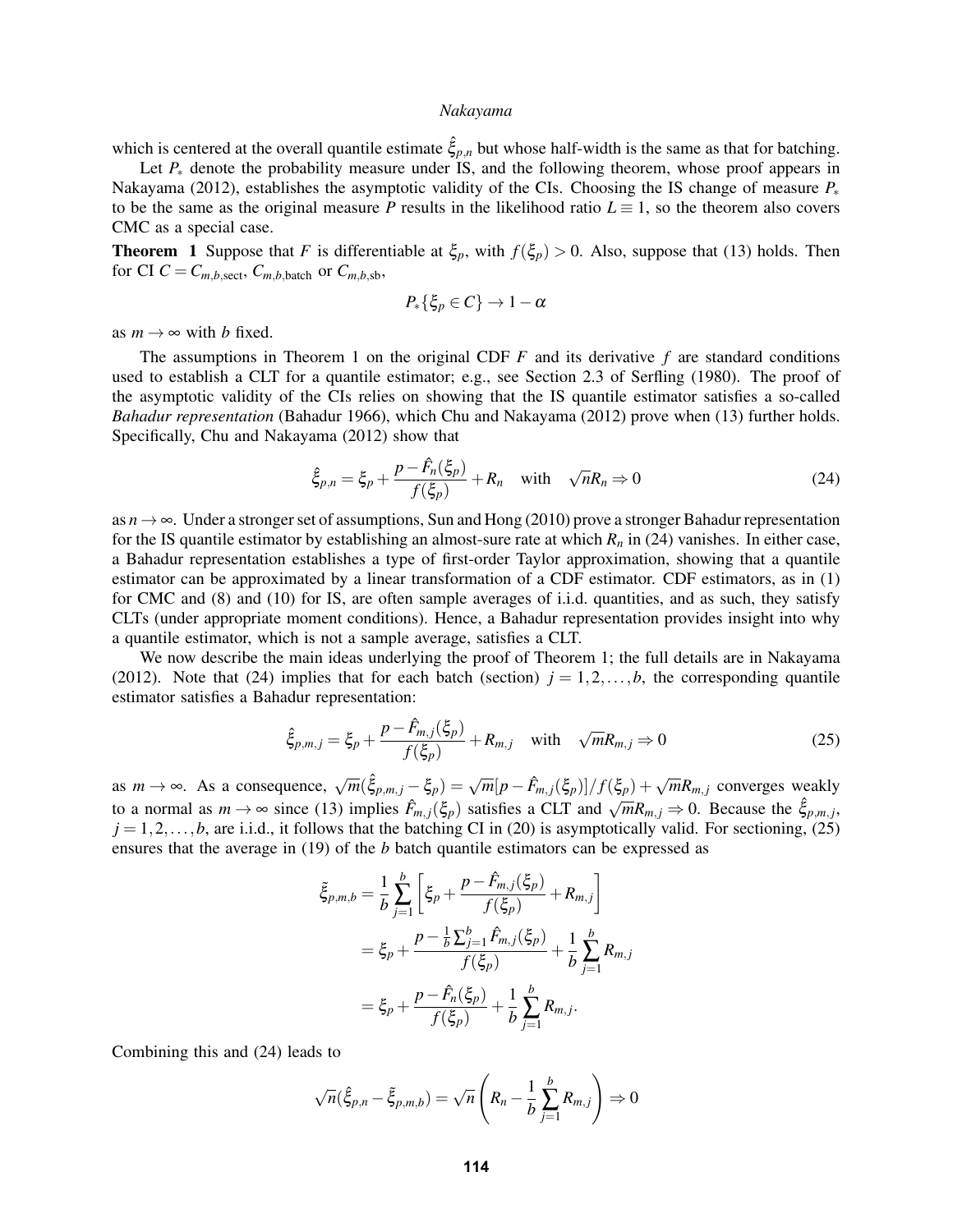which is centered at the overall quantile estimate $\hat{\xi}_{p,n}$ but whose half-width is the same as that for batching.

Let $P_*$ denote the probability measure under IS, and the following theorem, whose proof appears in Nakayama (2012), establishes the asymptotic validity of the CIs. Choosing the IS change of measure $P_*$ to be the same as the original measure $P$ results in the likelihood ratio $L \equiv 1$, so the theorem also covers CMC as a special case.

**Theorem 1** Suppose that $F$ is differentiable at $\xi_p$, with $f(\xi_p) > 0$. Also, suppose that (13) holds. Then for CI $C = C_{m,b,\text{sect}}$, $C_{m,b,\text{batch}}$ or $C_{m,b,\text{sb}}$,

$$P_*\{\xi_p \in C\} \to 1 - \alpha$$

as $m \to \infty$ with $b$ fixed.

The assumptions in Theorem 1 on the original CDF $F$ and its derivative $f$ are standard conditions used to establish a CLT for a quantile estimator; e.g., see Section 2.3 of Serfling (1980). The proof of the asymptotic validity of the CIs relies on showing that the IS quantile estimator satisfies a so-called *Bahadur representation* (Bahadur 1966), which Chu and Nakayama (2012) prove when (13) further holds. Specifically, Chu and Nakayama (2012) show that

$$\hat{\xi}_{p,n} = \xi_p + \frac{p - \hat{F}_n(\xi_p)}{f(\xi_p)} + R_n \quad \text{with} \quad \sqrt{n} R_n \Rightarrow 0 \tag{24}$$

as $n \to \infty$. Under a stronger set of assumptions, Sun and Hong (2010) prove a stronger Bahadur representation for the IS quantile estimator by establishing an almost-sure rate at which $R_n$ in (24) vanishes. In either case, a Bahadur representation establishes a type of first-order Taylor approximation, showing that a quantile estimator can be approximated by a linear transformation of a CDF estimator. CDF estimators, as in (1) for CMC and (8) and (10) for IS, are often sample averages of i.i.d. quantities, and as such, they satisfy CLTs (under appropriate moment conditions). Hence, a Bahadur representation provides insight into why a quantile estimator, which is not a sample average, satisfies a CLT.

We now describe the main ideas underlying the proof of Theorem 1; the full details are in Nakayama (2012). Note that (24) implies that for each batch (section) $j = 1, 2, \ldots, b$, the corresponding quantile estimator satisfies a Bahadur representation:

$$\hat{\xi}_{p,m,j} = \xi_p + \frac{p - \hat{F}_{m,j}(\xi_p)}{f(\xi_p)} + R_{m,j} \quad \text{with} \quad \sqrt{m} R_{m,j} \Rightarrow 0 \tag{25}$$

as $m \to \infty$. As a consequence, $\sqrt{m}(\hat{\xi}_{p,m,j} - \xi_p) = \sqrt{m}[p - \hat{F}_{m,j}(\xi_p)]/f(\xi_p) + \sqrt{m} R_{m,j}$ converges weakly to a normal as $m \to \infty$ since (13) implies $\hat{F}_{m,j}(\xi_p)$ satisfies a CLT and $\sqrt{m} R_{m,j} \Rightarrow 0$. Because the $\hat{\xi}_{p,m,j}$, $j = 1, 2, \ldots, b$, are i.i.d., it follows that the batching CI in (20) is asymptotically valid. For sectioning, (25) ensures that the average in (19) of the $b$ batch quantile estimators can be expressed as

$$\begin{aligned}
\bar{\xi}_{p,m,b} &= \frac{1}{b} \sum_{j=1}^{b} \left[ \xi_p + \frac{p - \hat{F}_{m,j}(\xi_p)}{f(\xi_p)} + R_{m,j} \right] \\
&= \xi_p + \frac{p - \frac{1}{b} \sum_{j=1}^{b} \hat{F}_{m,j}(\xi_p)}{f(\xi_p)} + \frac{1}{b} \sum_{j=1}^{b} R_{m,j} \\
&= \xi_p + \frac{p - \hat{F}_n(\xi_p)}{f(\xi_p)} + \frac{1}{b} \sum_{j=1}^{b} R_{m,j}.
\end{aligned}$$

Combining this and (24) leads to

$$\sqrt{n}(\hat{\xi}_{p,n} - \bar{\xi}_{p,m,b}) = \sqrt{n} \left( R_n - \frac{1}{b} \sum_{j=1}^{b} R_{m,j} \right) \Rightarrow 0$$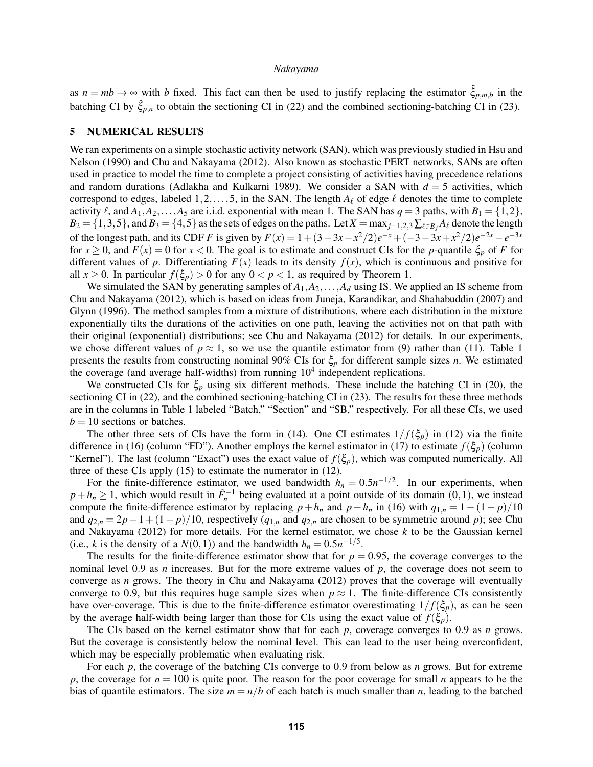as $n = mb \to \infty$ with $b$ fixed. This fact can then be used to justify replacing the estimator $\tilde{\xi}_{p,m,b}$ in the batching CI by $\hat{\xi}_{p,n}$ to obtain the sectioning CI in (22) and the combined sectioning-batching CI in (23).

## 5 NUMERICAL RESULTS

We ran experiments on a simple stochastic activity network (SAN), which was previously studied in Hsu and Nelson (1990) and Chu and Nakayama (2012). Also known as stochastic PERT networks, SANs are often used in practice to model the time to complete a project consisting of activities having precedence relations and random durations (Adlakha and Kulkarni 1989). We consider a SAN with $d = 5$ activities, which correspond to edges, labeled $1, 2, \ldots, 5$, in the SAN. The length $A_\ell$ of edge $\ell$ denotes the time to complete activity $\ell$, and $A_1, A_2, \ldots, A_5$ are i.i.d. exponential with mean 1. The SAN has $q = 3$ paths, with $B_1 = \{1, 2\}$, $B_2 = \{1, 3, 5\}$, and $B_3 = \{4, 5\}$ as the sets of edges on the paths. Let $X = \max_{j=1,2,3} \sum_{\ell \in B_j} A_\ell$ denote the length of the longest path, and its CDF $F$ is given by $F(x) = 1 + (3 - 3x - x^2/2)e^{-x} + (-3 - 3x + x^2/2)e^{-2x} - e^{-3x}$ for $x \geq 0$, and $F(x) = 0$ for $x < 0$. The goal is to estimate and construct CIs for the $p$-quantile $\xi_p$ of $F$ for different values of $p$. Differentiating $F(x)$ leads to its density $f(x)$, which is continuous and positive for all $x \geq 0$. In particular $f(\xi_p) > 0$ for any $0 < p < 1$, as required by Theorem 1.

We simulated the SAN by generating samples of $A_1, A_2, \ldots, A_d$ using IS. We applied an IS scheme from Chu and Nakayama (2012), which is based on ideas from Juneja, Karandikar, and Shahabuddin (2007) and Glynn (1996). The method samples from a mixture of distributions, where each distribution in the mixture exponentially tilts the durations of the activities on one path, leaving the activities not on that path with their original (exponential) distributions; see Chu and Nakayama (2012) for details. In our experiments, we chose different values of $p \approx 1$, so we use the quantile estimator from (9) rather than (11). Table 1 presents the results from constructing nominal 90% CIs for $\xi_p$ for different sample sizes $n$. We estimated the coverage (and average half-widths) from running $10^4$ independent replications.

We constructed CIs for $\xi_p$ using six different methods. These include the batching CI in (20), the sectioning CI in (22), and the combined sectioning-batching CI in (23). The results for these three methods are in the columns in Table 1 labeled "Batch," "Section" and "SB," respectively. For all these CIs, we used $b = 10$ sections or batches.

The other three sets of CIs have the form in (14). One CI estimates $1/f(\xi_p)$ in (12) via the finite difference in (16) (column "FD"). Another employs the kernel estimator in (17) to estimate $f(\xi_p)$ (column "Kernel"). The last (column "Exact") uses the exact value of $f(\xi_p)$, which was computed numerically. All three of these CIs apply (15) to estimate the numerator in (12).

For the finite-difference estimator, we used bandwidth $h_n = 0.5n^{-1/2}$. In our experiments, when $p + h_n \geq 1$, which would result in $\hat{F}_n^{-1}$ being evaluated at a point outside of its domain $(0, 1)$, we instead compute the finite-difference estimator by replacing $p + h_n$ and $p - h_n$ in (16) with $q_{1,n} = 1 - (1-p)/10$ and $q_{2,n} = 2p - 1 + (1-p)/10$, respectively ($q_{1,n}$ and $q_{2,n}$ are chosen to be symmetric around $p$); see Chu and Nakayama (2012) for more details. For the kernel estimator, we chose $k$ to be the Gaussian kernel (i.e., $k$ is the density of a $N(0, 1)$) and the bandwidth $h_n = 0.5n^{-1/5}$.

The results for the finite-difference estimator show that for $p = 0.95$, the coverage converges to the nominal level 0.9 as $n$ increases. But for the more extreme values of $p$, the coverage does not seem to converge as $n$ grows. The theory in Chu and Nakayama (2012) proves that the coverage will eventually converge to 0.9, but this requires huge sample sizes when $p \approx 1$. The finite-difference CIs consistently have over-coverage. This is due to the finite-difference estimator overestimating $1/f(\xi_p)$, as can be seen by the average half-width being larger than those for CIs using the exact value of $f(\xi_p)$.

The CIs based on the kernel estimator show that for each $p$, coverage converges to 0.9 as $n$ grows. But the coverage is consistently below the nominal level. This can lead to the user being overconfident, which may be especially problematic when evaluating risk.

For each $p$, the coverage of the batching CIs converge to 0.9 from below as $n$ grows. But for extreme $p$, the coverage for $n = 100$ is quite poor. The reason for the poor coverage for small $n$ appears to be the bias of quantile estimators. The size $m = n/b$ of each batch is much smaller than $n$, leading to the batched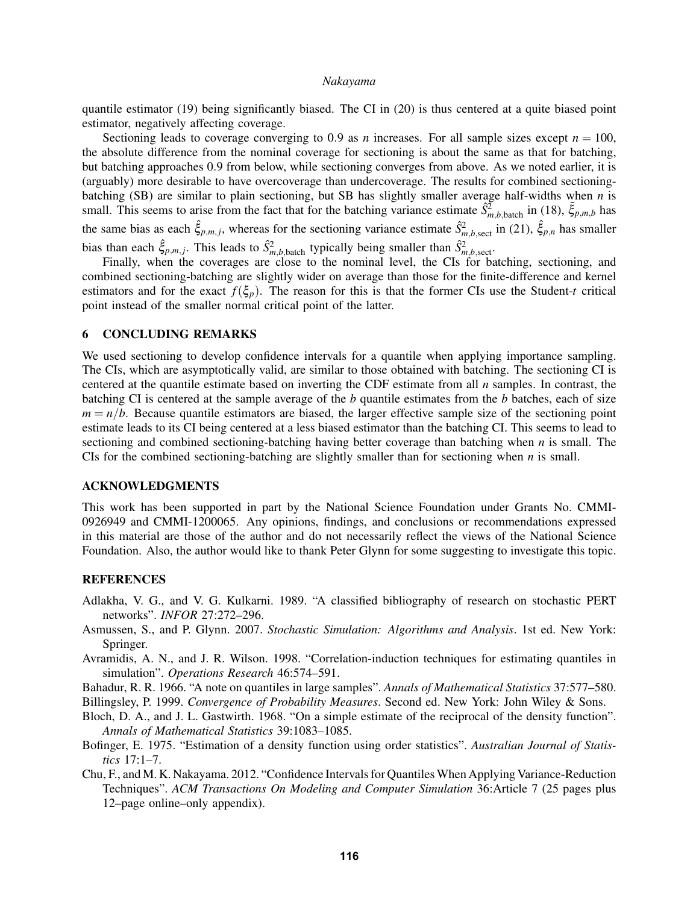quantile estimator (19) being significantly biased. The CI in (20) is thus centered at a quite biased point estimator, negatively affecting coverage.

Sectioning leads to coverage converging to 0.9 as $n$ increases. For all sample sizes except $n = 100$, the absolute difference from the nominal coverage for sectioning is about the same as that for batching, but batching approaches 0.9 from below, while sectioning converges from above. As we noted earlier, it is (arguably) more desirable to have overcoverage than undercoverage. The results for combined sectioning-batching (SB) are similar to plain sectioning, but SB has slightly smaller average half-widths when $n$ is small. This seems to arise from the fact that for the batching variance estimate $\hat{S}^2_{m,b,\text{batch}}$ in (18), $\bar{\hat{\xi}}_{p,m,b}$ has the same bias as each $\hat{\xi}_{p,m,j}$, whereas for the sectioning variance estimate $\hat{S}^2_{m,b,\text{sect}}$ in (21), $\hat{\xi}_{p,n}$ has smaller bias than each $\hat{\xi}_{p,m,j}$. This leads to $\hat{S}^2_{m,b,\text{batch}}$ typically being smaller than $\hat{S}^2_{m,b,\text{sect}}$.

Finally, when the coverages are close to the nominal level, the CIs for batching, sectioning, and combined sectioning-batching are slightly wider on average than those for the finite-difference and kernel estimators and for the exact $f(\xi_p)$. The reason for this is that the former CIs use the Student-$t$ critical point instead of the smaller normal critical point of the latter.

## 6 CONCLUDING REMARKS

We used sectioning to develop confidence intervals for a quantile when applying importance sampling. The CIs, which are asymptotically valid, are similar to those obtained with batching. The sectioning CI is centered at the quantile estimate based on inverting the CDF estimate from all $n$ samples. In contrast, the batching CI is centered at the sample average of the $b$ quantile estimates from the $b$ batches, each of size $m = n/b$. Because quantile estimators are biased, the larger effective sample size of the sectioning point estimate leads to its CI being centered at a less biased estimator than the batching CI. This seems to lead to sectioning and combined sectioning-batching having better coverage than batching when $n$ is small. The CIs for the combined sectioning-batching are slightly smaller than for sectioning when $n$ is small.

## ACKNOWLEDGMENTS

This work has been supported in part by the National Science Foundation under Grants No. CMMI-0926949 and CMMI-1200065. Any opinions, findings, and conclusions or recommendations expressed in this material are those of the author and do not necessarily reflect the views of the National Science Foundation. Also, the author would like to thank Peter Glynn for some suggesting to investigate this topic.

## REFERENCES

Adlakha, V. G., and V. G. Kulkarni. 1989. "A classified bibliography of research on stochastic PERT networks". *INFOR* 27:272–296.

Asmussen, S., and P. Glynn. 2007. *Stochastic Simulation: Algorithms and Analysis*. 1st ed. New York: Springer.

Avramidis, A. N., and J. R. Wilson. 1998. "Correlation-induction techniques for estimating quantiles in simulation". *Operations Research* 46:574–591.

Bahadur, R. R. 1966. "A note on quantiles in large samples". *Annals of Mathematical Statistics* 37:577–580.

Billingsley, P. 1999. *Convergence of Probability Measures*. Second ed. New York: John Wiley & Sons.

Bloch, D. A., and J. L. Gastwirth. 1968. "On a simple estimate of the reciprocal of the density function". *Annals of Mathematical Statistics* 39:1083–1085.

Bofinger, E. 1975. "Estimation of a density function using order statistics". *Australian Journal of Statistics* 17:1–7.

Chu, F., and M. K. Nakayama. 2012. "Confidence Intervals for Quantiles When Applying Variance-Reduction Techniques". *ACM Transactions On Modeling and Computer Simulation* 36:Article 7 (25 pages plus 12–page online–only appendix).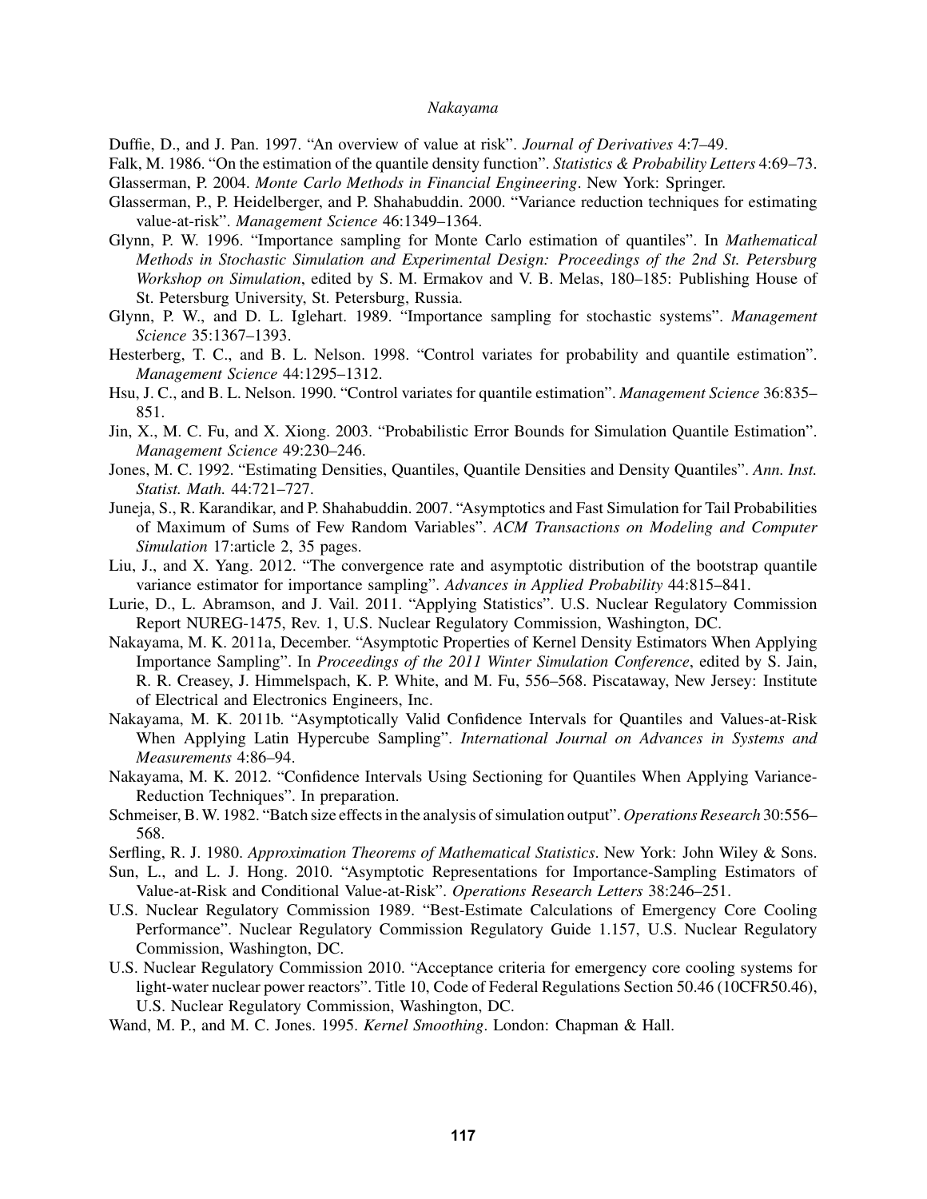Duffie, D., and J. Pan. 1997. "An overview of value at risk". *Journal of Derivatives* 4:7–49.

Falk, M. 1986. "On the estimation of the quantile density function". *Statistics & Probability Letters* 4:69–73.

Glasserman, P. 2004. *Monte Carlo Methods in Financial Engineering*. New York: Springer.

Glasserman, P., P. Heidelberger, and P. Shahabuddin. 2000. "Variance reduction techniques for estimating value-at-risk". *Management Science* 46:1349–1364.

Glynn, P. W. 1996. "Importance sampling for Monte Carlo estimation of quantiles". In *Mathematical Methods in Stochastic Simulation and Experimental Design: Proceedings of the 2nd St. Petersburg Workshop on Simulation*, edited by S. M. Ermakov and V. B. Melas, 180–185: Publishing House of St. Petersburg University, St. Petersburg, Russia.

Glynn, P. W., and D. L. Iglehart. 1989. "Importance sampling for stochastic systems". *Management Science* 35:1367–1393.

Hesterberg, T. C., and B. L. Nelson. 1998. "Control variates for probability and quantile estimation". *Management Science* 44:1295–1312.

Hsu, J. C., and B. L. Nelson. 1990. "Control variates for quantile estimation". *Management Science* 36:835–851.

Jin, X., M. C. Fu, and X. Xiong. 2003. "Probabilistic Error Bounds for Simulation Quantile Estimation". *Management Science* 49:230–246.

Jones, M. C. 1992. "Estimating Densities, Quantiles, Quantile Densities and Density Quantiles". *Ann. Inst. Statist. Math.* 44:721–727.

Juneja, S., R. Karandikar, and P. Shahabuddin. 2007. "Asymptotics and Fast Simulation for Tail Probabilities of Maximum of Sums of Few Random Variables". *ACM Transactions on Modeling and Computer Simulation* 17:article 2, 35 pages.

Liu, J., and X. Yang. 2012. "The convergence rate and asymptotic distribution of the bootstrap quantile variance estimator for importance sampling". *Advances in Applied Probability* 44:815–841.

Lurie, D., L. Abramson, and J. Vail. 2011. "Applying Statistics". U.S. Nuclear Regulatory Commission Report NUREG-1475, Rev. 1, U.S. Nuclear Regulatory Commission, Washington, DC.

Nakayama, M. K. 2011a, December. "Asymptotic Properties of Kernel Density Estimators When Applying Importance Sampling". In *Proceedings of the 2011 Winter Simulation Conference*, edited by S. Jain, R. R. Creasey, J. Himmelspach, K. P. White, and M. Fu, 556–568. Piscataway, New Jersey: Institute of Electrical and Electronics Engineers, Inc.

Nakayama, M. K. 2011b. "Asymptotically Valid Confidence Intervals for Quantiles and Values-at-Risk When Applying Latin Hypercube Sampling". *International Journal on Advances in Systems and Measurements* 4:86–94.

Nakayama, M. K. 2012. "Confidence Intervals Using Sectioning for Quantiles When Applying Variance-Reduction Techniques". In preparation.

Schmeiser, B. W. 1982. "Batch size effects in the analysis of simulation output". *Operations Research* 30:556–568.

Serfling, R. J. 1980. *Approximation Theorems of Mathematical Statistics*. New York: John Wiley & Sons.

Sun, L., and L. J. Hong. 2010. "Asymptotic Representations for Importance-Sampling Estimators of Value-at-Risk and Conditional Value-at-Risk". *Operations Research Letters* 38:246–251.

U.S. Nuclear Regulatory Commission 1989. "Best-Estimate Calculations of Emergency Core Cooling Performance". Nuclear Regulatory Commission Regulatory Guide 1.157, U.S. Nuclear Regulatory Commission, Washington, DC.

U.S. Nuclear Regulatory Commission 2010. "Acceptance criteria for emergency core cooling systems for light-water nuclear power reactors". Title 10, Code of Federal Regulations Section 50.46 (10CFR50.46), U.S. Nuclear Regulatory Commission, Washington, DC.

Wand, M. P., and M. C. Jones. 1995. *Kernel Smoothing*. London: Chapman & Hall.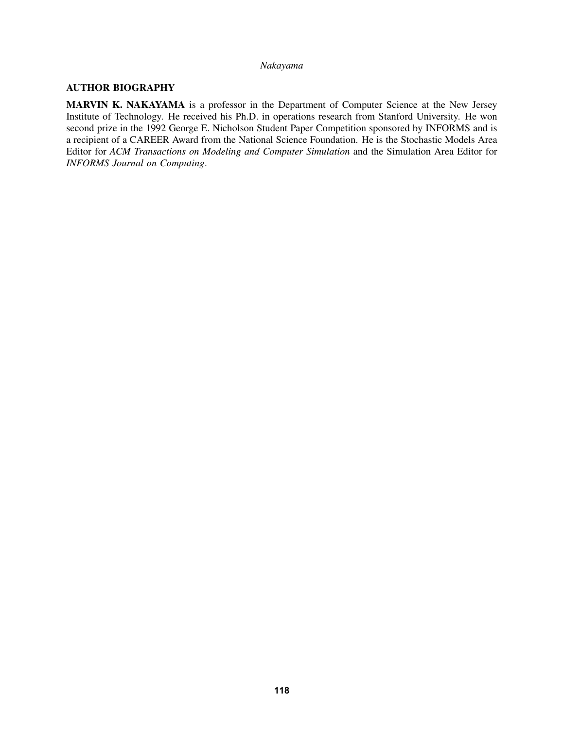## AUTHOR BIOGRAPHY

**MARVIN K. NAKAYAMA** is a professor in the Department of Computer Science at the New Jersey Institute of Technology. He received his Ph.D. in operations research from Stanford University. He won second prize in the 1992 George E. Nicholson Student Paper Competition sponsored by INFORMS and is a recipient of a CAREER Award from the National Science Foundation. He is the Stochastic Models Area Editor for *ACM Transactions on Modeling and Computer Simulation* and the Simulation Area Editor for *INFORMS Journal on Computing*.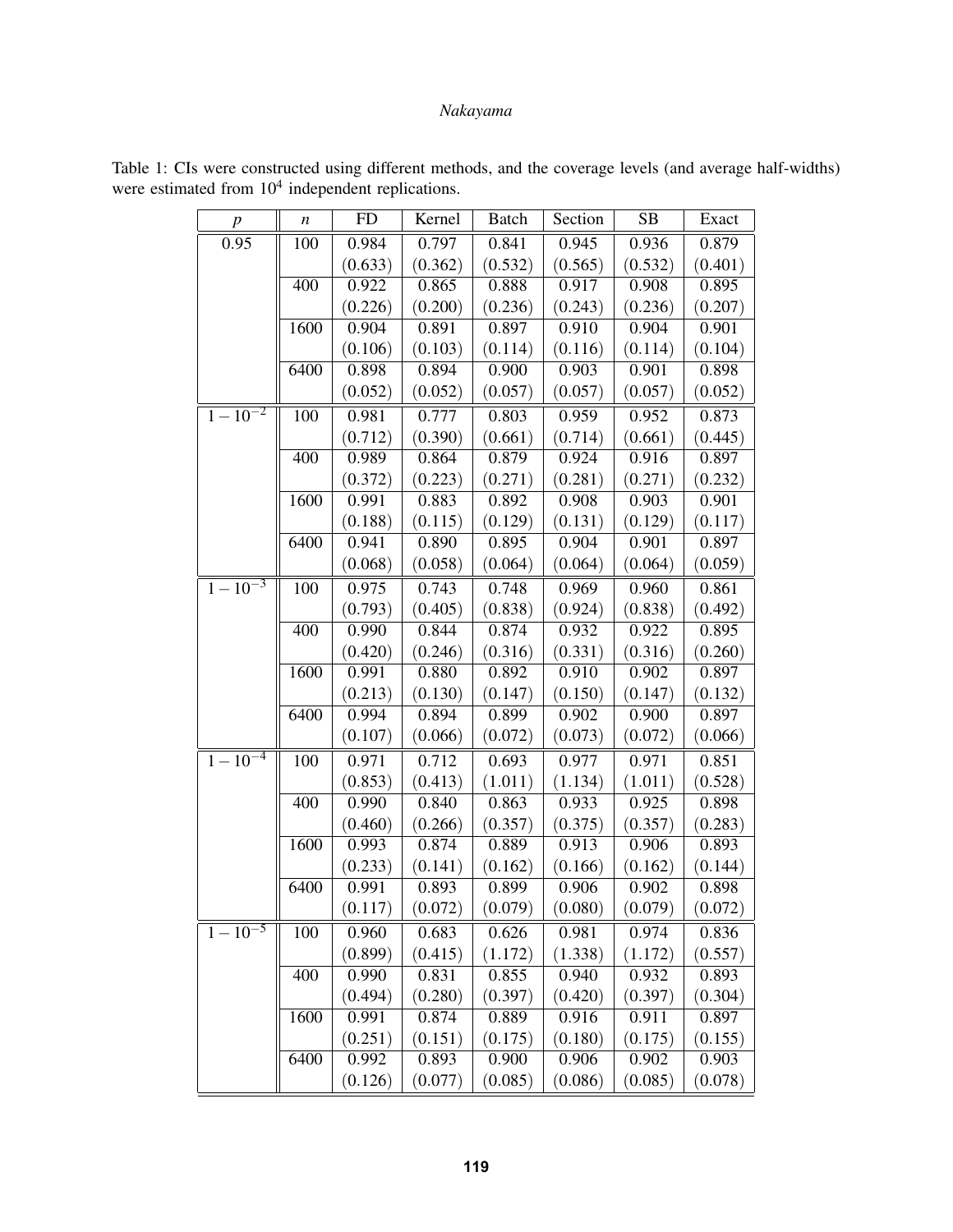Table 1: CIs were constructed using different methods, and the coverage levels (and average half-widths) were estimated from $10^4$ independent replications.

| $p$ | $n$ | FD | Kernel | Batch | Section | SB | Exact |
|---|---|---|---|---|---|---|---|
| 0.95 | 100 | 0.984 | 0.797 | 0.841 | 0.945 | 0.936 | 0.879 |
| | | (0.633) | (0.362) | (0.532) | (0.565) | (0.532) | (0.401) |
| | 400 | 0.922 | 0.865 | 0.888 | 0.917 | 0.908 | 0.895 |
| | | (0.226) | (0.200) | (0.236) | (0.243) | (0.236) | (0.207) |
| | 1600 | 0.904 | 0.891 | 0.897 | 0.910 | 0.904 | 0.901 |
| | | (0.106) | (0.103) | (0.114) | (0.116) | (0.114) | (0.104) |
| | 6400 | 0.898 | 0.894 | 0.900 | 0.903 | 0.901 | 0.898 |
| | | (0.052) | (0.052) | (0.057) | (0.057) | (0.057) | (0.052) |
| $1-10^{-2}$ | 100 | 0.981 | 0.777 | 0.803 | 0.959 | 0.952 | 0.873 |
| | | (0.712) | (0.390) | (0.661) | (0.714) | (0.661) | (0.445) |
| | 400 | 0.989 | 0.864 | 0.879 | 0.924 | 0.916 | 0.897 |
| | | (0.372) | (0.223) | (0.271) | (0.281) | (0.271) | (0.232) |
| | 1600 | 0.991 | 0.883 | 0.892 | 0.908 | 0.903 | 0.901 |
| | | (0.188) | (0.115) | (0.129) | (0.131) | (0.129) | (0.117) |
| | 6400 | 0.941 | 0.890 | 0.895 | 0.904 | 0.901 | 0.897 |
| | | (0.068) | (0.058) | (0.064) | (0.064) | (0.064) | (0.059) |
| $1-10^{-3}$ | 100 | 0.975 | 0.743 | 0.748 | 0.969 | 0.960 | 0.861 |
| | | (0.793) | (0.405) | (0.838) | (0.924) | (0.838) | (0.492) |
| | 400 | 0.990 | 0.844 | 0.874 | 0.932 | 0.922 | 0.895 |
| | | (0.420) | (0.246) | (0.316) | (0.331) | (0.316) | (0.260) |
| | 1600 | 0.991 | 0.880 | 0.892 | 0.910 | 0.902 | 0.897 |
| | | (0.213) | (0.130) | (0.147) | (0.150) | (0.147) | (0.132) |
| | 6400 | 0.994 | 0.894 | 0.899 | 0.902 | 0.900 | 0.897 |
| | | (0.107) | (0.066) | (0.072) | (0.073) | (0.072) | (0.066) |
| $1-10^{-4}$ | 100 | 0.971 | 0.712 | 0.693 | 0.977 | 0.971 | 0.851 |
| | | (0.853) | (0.413) | (1.011) | (1.134) | (1.011) | (0.528) |
| | 400 | 0.990 | 0.840 | 0.863 | 0.933 | 0.925 | 0.898 |
| | | (0.460) | (0.266) | (0.357) | (0.375) | (0.357) | (0.283) |
| | 1600 | 0.993 | 0.874 | 0.889 | 0.913 | 0.906 | 0.893 |
| | | (0.233) | (0.141) | (0.162) | (0.166) | (0.162) | (0.144) |
| | 6400 | 0.991 | 0.893 | 0.899 | 0.906 | 0.902 | 0.898 |
| | | (0.117) | (0.072) | (0.079) | (0.080) | (0.079) | (0.072) |
| $1-10^{-5}$ | 100 | 0.960 | 0.683 | 0.626 | 0.981 | 0.974 | 0.836 |
| | | (0.899) | (0.415) | (1.172) | (1.338) | (1.172) | (0.557) |
| | 400 | 0.990 | 0.831 | 0.855 | 0.940 | 0.932 | 0.893 |
| | | (0.494) | (0.280) | (0.397) | (0.420) | (0.397) | (0.304) |
| | 1600 | 0.991 | 0.874 | 0.889 | 0.916 | 0.911 | 0.897 |
| | | (0.251) | (0.151) | (0.175) | (0.180) | (0.175) | (0.155) |
| | 6400 | 0.992 | 0.893 | 0.900 | 0.906 | 0.902 | 0.903 |
| | | (0.126) | (0.077) | (0.085) | (0.086) | (0.085) | (0.078) |